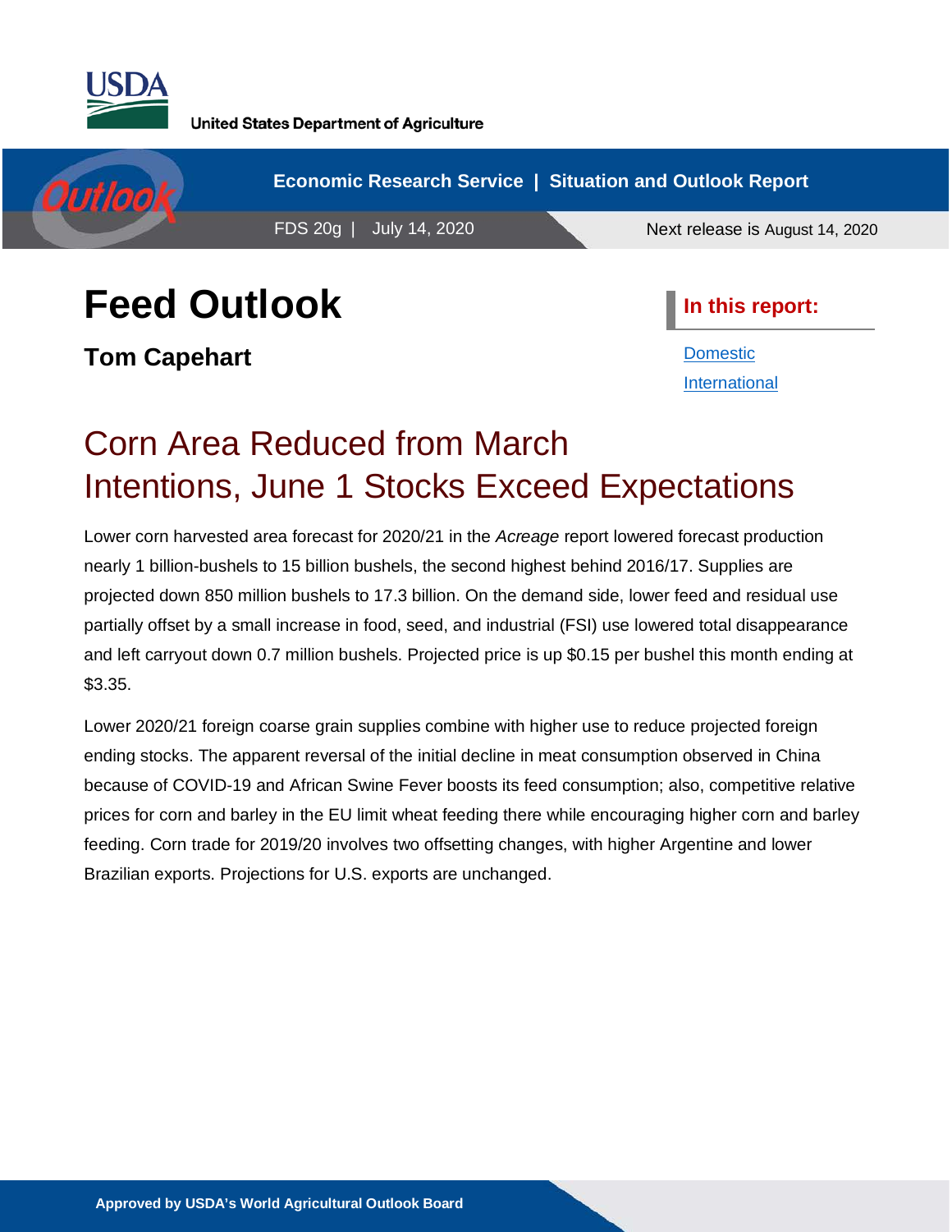United States Department of Agriculture

Economic Research Service | Situation and Outlook Report

FDS 20g | July 14, 2020

Next release is August 14, 2020

# Feed Outlook

**Tom Capehart**

**In this report:**

- Domestic
- International

## Corn Area Reduced from March Intentions, June 1 Stocks Exceed Expectations

Lower corn harvested area forecast for 2020/21 in the *Acreage* report lowered forecast production nearly 1 billion-bushels to 15 billion bushels, the second highest behind 2016/17. Supplies are projected down 850 million bushels to 17.3 billion. On the demand side, lower feed and residual use partially offset by a small increase in food, seed, and industrial (FSI) use lowered total disappearance and left carryout down 0.7 million bushels. Projected price is up $0.15 per bushel this month ending at $3.35.

Lower 2020/21 foreign coarse grain supplies combine with higher use to reduce projected foreign ending stocks. The apparent reversal of the initial decline in meat consumption observed in China because of COVID-19 and African Swine Fever boosts its feed consumption; also, competitive relative prices for corn and barley in the EU limit wheat feeding there while encouraging higher corn and barley feeding. Corn trade for 2019/20 involves two offsetting changes, with higher Argentine and lower Brazilian exports. Projections for U.S. exports are unchanged.

**Approved by USDA's World Agricultural Outlook Board**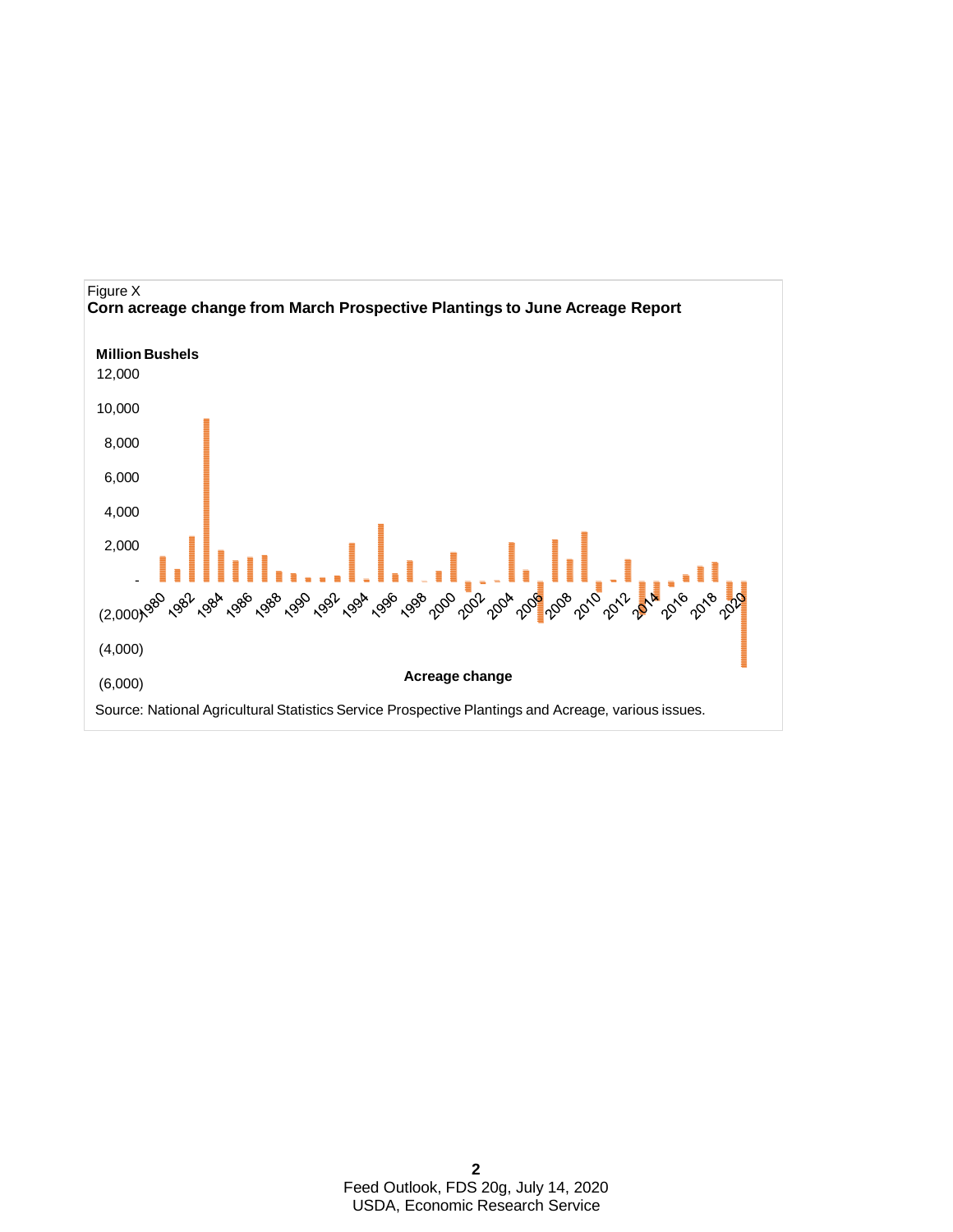Figure X

**Corn acreage change from March Prospective Plantings to June Acreage Report**

**Million Bushels**

12,000

10,000

8,000

6,000

4,000

2,000

-

(2,000)

(4,000)

(6,000)

1980 1982 1984 1986 1988 1990 1992 1994 1996 1998 2000 2002 2004 2006 2008 2010 2012 2014 2016 2018 2020

**Acreage change**

Source: National Agricultural Statistics Service Prospective Plantings and Acreage, various issues.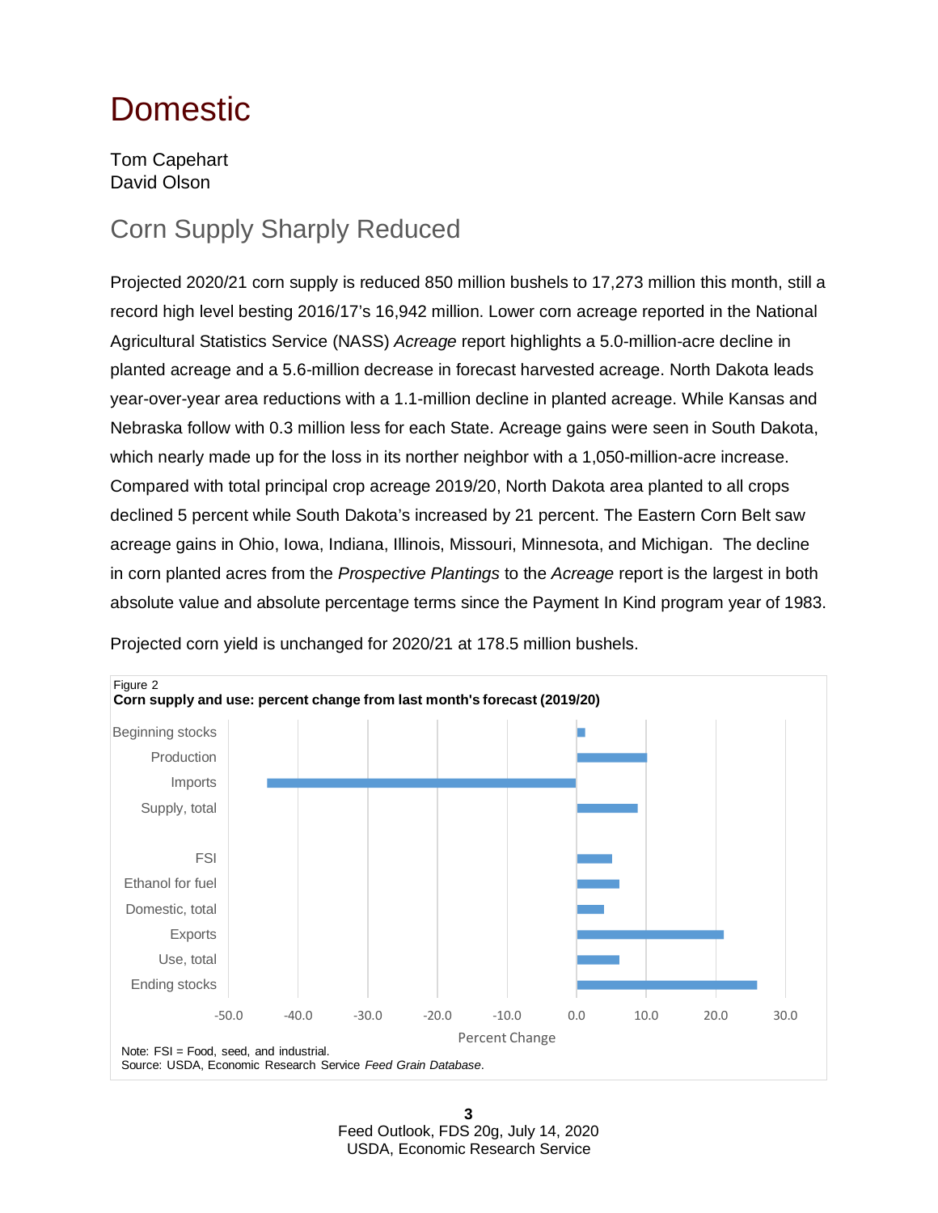# Domestic

Tom Capehart
David Olson

## Corn Supply Sharply Reduced

Projected 2020/21 corn supply is reduced 850 million bushels to 17,273 million this month, still a record high level besting 2016/17's 16,942 million. Lower corn acreage reported in the National Agricultural Statistics Service (NASS) *Acreage* report highlights a 5.0-million-acre decline in planted acreage and a 5.6-million decrease in forecast harvested acreage. North Dakota leads year-over-year area reductions with a 1.1-million decline in planted acreage. While Kansas and Nebraska follow with 0.3 million less for each State. Acreage gains were seen in South Dakota, which nearly made up for the loss in its norther neighbor with a 1,050-million-acre increase. Compared with total principal crop acreage 2019/20, North Dakota area planted to all crops declined 5 percent while South Dakota's increased by 21 percent. The Eastern Corn Belt saw acreage gains in Ohio, Iowa, Indiana, Illinois, Missouri, Minnesota, and Michigan. The decline in corn planted acres from the *Prospective Plantings* to the *Acreage* report is the largest in both absolute value and absolute percentage terms since the Payment In Kind program year of 1983.

Projected corn yield is unchanged for 2020/21 at 178.5 million bushels.

Figure 2
**Corn supply and use: percent change from last month's forecast (2019/20)**

Beginning stocks
Production
Imports
Supply, total
FSI
Ethanol for fuel
Domestic, total
Exports
Use, total
Ending stocks

-50.0 -40.0 -30.0 -20.0 -10.0 0.0 10.0 20.0 30.0

Percent Change

Note: FSI = Food, seed, and industrial.
Source: USDA, Economic Research Service *Feed Grain Database*.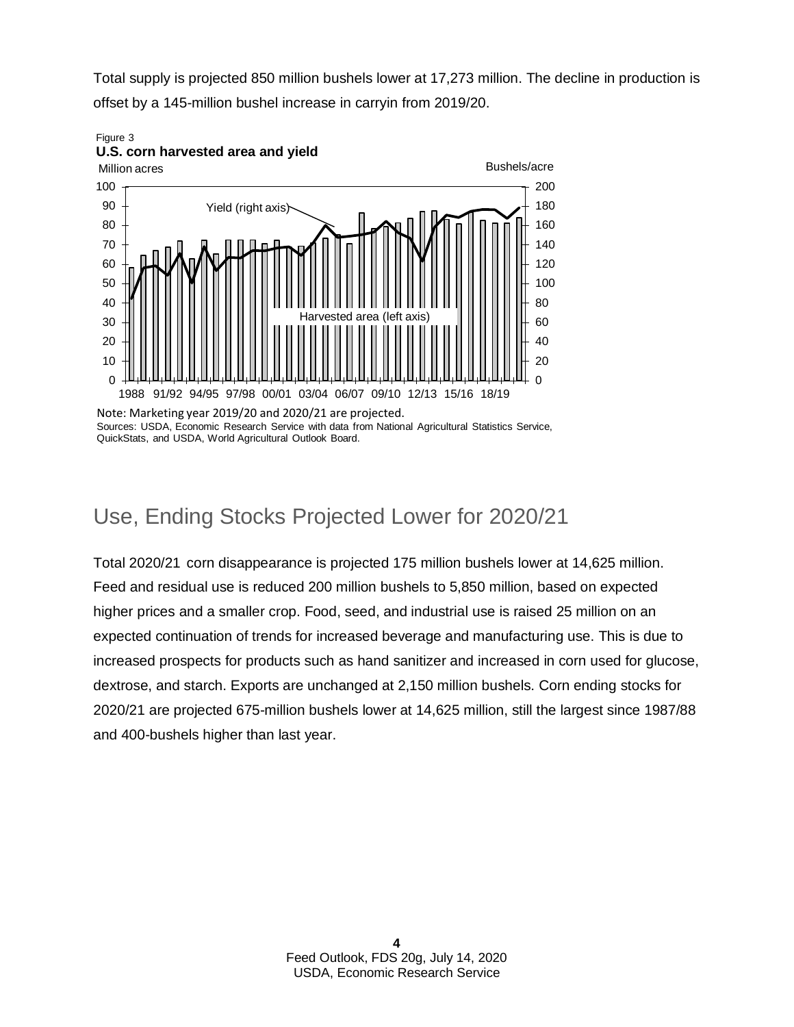Total supply is projected 850 million bushels lower at 17,273 million. The decline in production is offset by a 145-million bushel increase in carryin from 2019/20.

Figure 3
**U.S. corn harvested area and yield**

Million acres

Bushels/acre

100
90
80
70
60
50
40
30
20
10
0

200
180
160
140
120
100
80
60
40
20
0

Yield (right axis)

Harvested area (left axis)

1988 91/92 94/95 97/98 00/01 03/04 06/07 09/10 12/13 15/16 18/19

Note: Marketing year 2019/20 and 2020/21 are projected.
Sources: USDA, Economic Research Service with data from National Agricultural Statistics Service, QuickStats, and USDA, World Agricultural Outlook Board.

## Use, Ending Stocks Projected Lower for 2020/21

Total 2020/21 corn disappearance is projected 175 million bushels lower at 14,625 million. Feed and residual use is reduced 200 million bushels to 5,850 million, based on expected higher prices and a smaller crop. Food, seed, and industrial use is raised 25 million on an expected continuation of trends for increased beverage and manufacturing use. This is due to increased prospects for products such as hand sanitizer and increased in corn used for glucose, dextrose, and starch. Exports are unchanged at 2,150 million bushels. Corn ending stocks for 2020/21 are projected 675-million bushels lower at 14,625 million, still the largest since 1987/88 and 400-bushels higher than last year.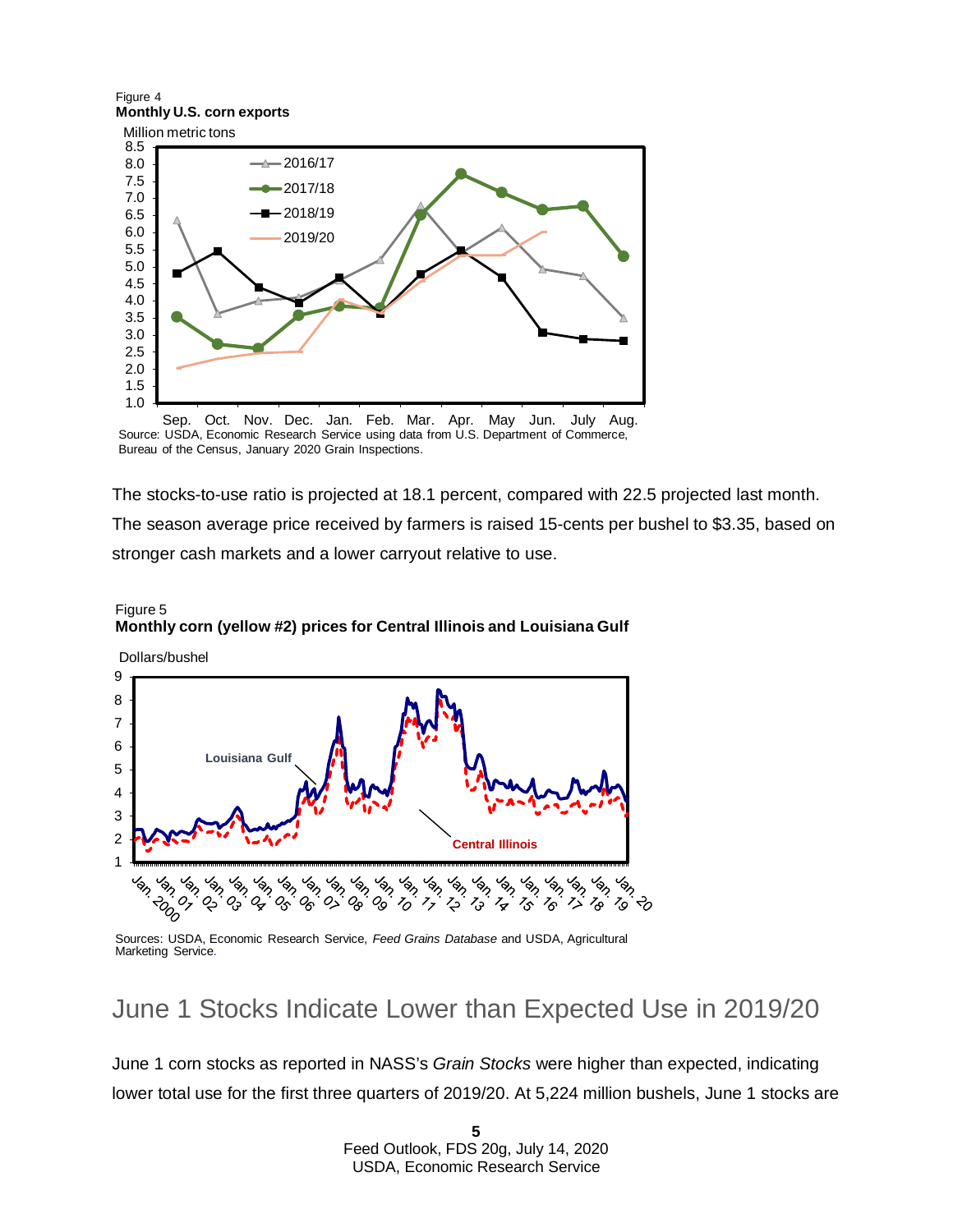Figure 4
**Monthly U.S. corn exports**

Million metric tons

8.5
8.0
7.5
7.0
6.5
6.0
5.5
5.0
4.5
4.0
3.5
3.0
2.5
2.0
1.5
1.0

2016/17
2017/18
2018/19
2019/20

Sep. Oct. Nov. Dec. Jan. Feb. Mar. Apr. May Jun. July Aug.

Source: USDA, Economic Research Service using data from U.S. Department of Commerce, Bureau of the Census, January 2020 Grain Inspections.

The stocks-to-use ratio is projected at 18.1 percent, compared with 22.5 projected last month. The season average price received by farmers is raised 15-cents per bushel to $3.35, based on stronger cash markets and a lower carryout relative to use.

Figure 5
**Monthly corn (yellow #2) prices for Central Illinois and Louisiana Gulf**

Dollars/bushel

9
8
7
6
5
4
3
2
1

Louisiana Gulf
Central Illinois

Jan. 2000 Jan. 01 Jan. 02 Jan. 03 Jan. 04 Jan. 05 Jan. 06 Jan. 07 Jan. 08 Jan. 09 Jan. 10 Jan. 11 Jan. 12 Jan. 13 Jan. 14 Jan. 15 Jan. 16 Jan. 17 Jan. 18 Jan. 19 Jan. 20

Sources: USDA, Economic Research Service, *Feed Grains Database* and USDA, Agricultural Marketing Service.

## June 1 Stocks Indicate Lower than Expected Use in 2019/20

June 1 corn stocks as reported in NASS's *Grain Stocks* were higher than expected, indicating lower total use for the first three quarters of 2019/20. At 5,224 million bushels, June 1 stocks are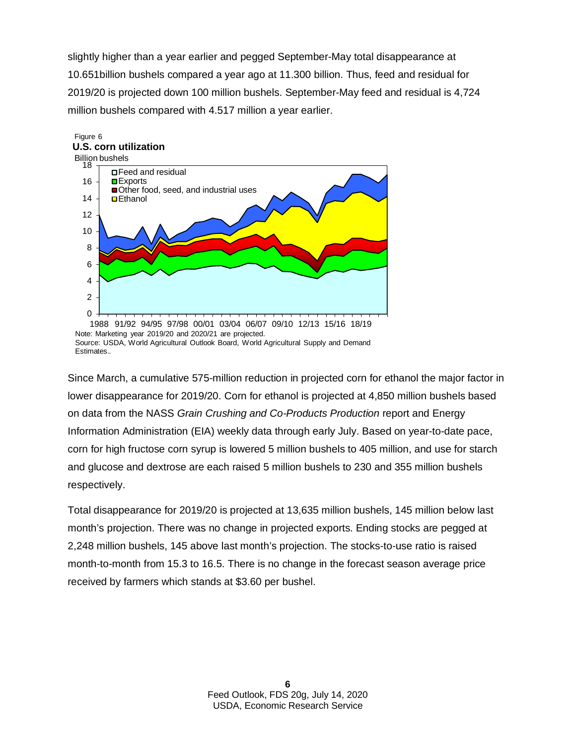slightly higher than a year earlier and pegged September-May total disappearance at 10.651billion bushels compared a year ago at 11.300 billion. Thus, feed and residual for 2019/20 is projected down 100 million bushels. September-May feed and residual is 4,724 million bushels compared with 4.517 million a year earlier.

Figure 6

**U.S. corn utilization**

Billion bushels

Note: Marketing year 2019/20 and 2020/21 are projected.
Source: USDA, World Agricultural Outlook Board, World Agricultural Supply and Demand Estimates..

Since March, a cumulative 575-million reduction in projected corn for ethanol the major factor in lower disappearance for 2019/20. Corn for ethanol is projected at 4,850 million bushels based on data from the NASS *Grain Crushing and Co-Products Production* report and Energy Information Administration (EIA) weekly data through early July. Based on year-to-date pace, corn for high fructose corn syrup is lowered 5 million bushels to 405 million, and use for starch and glucose and dextrose are each raised 5 million bushels to 230 and 355 million bushels respectively.

Total disappearance for 2019/20 is projected at 13,635 million bushels, 145 million below last month's projection. There was no change in projected exports. Ending stocks are pegged at 2,248 million bushels, 145 above last month's projection. The stocks-to-use ratio is raised month-to-month from 15.3 to 16.5. There is no change in the forecast season average price received by farmers which stands at $3.60 per bushel.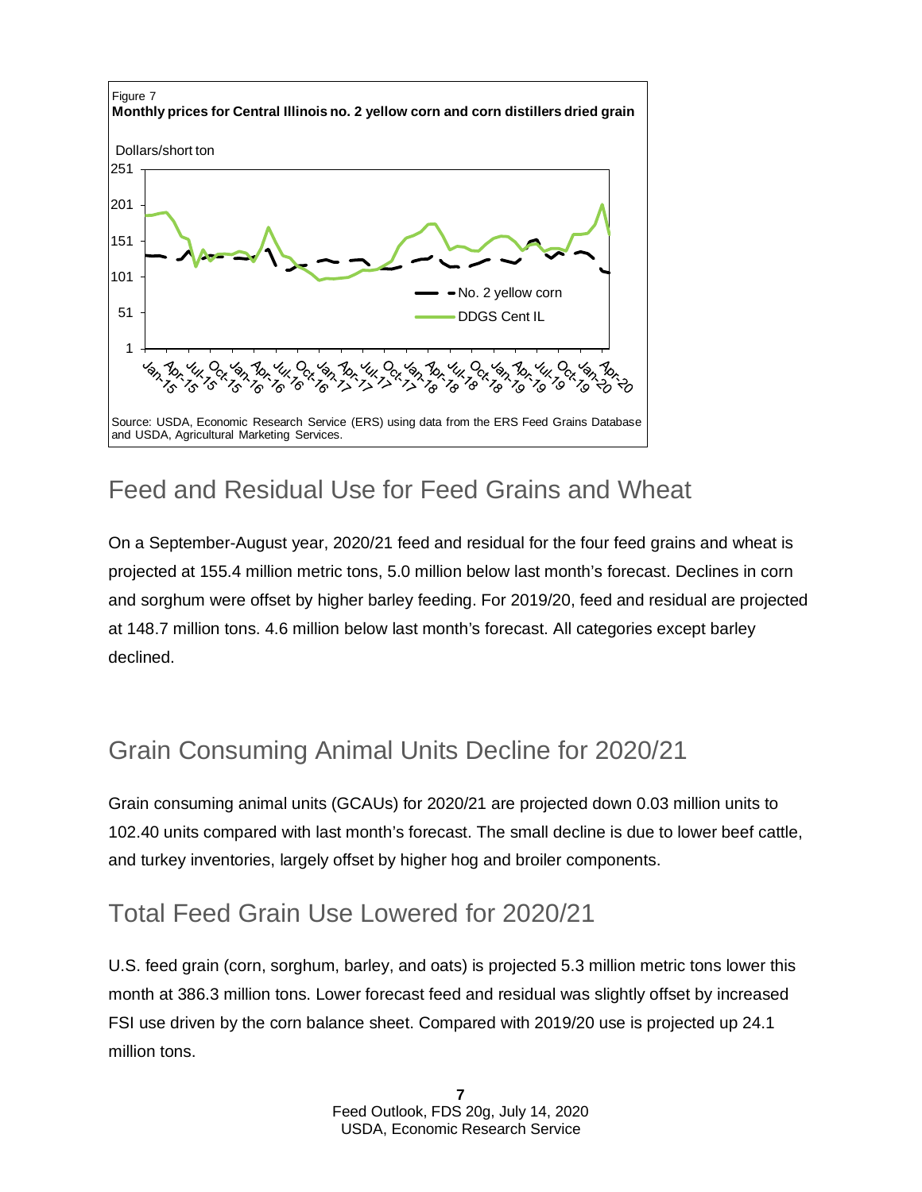Figure 7
**Monthly prices for Central Illinois no. 2 yellow corn and corn distillers dried grain**

Source: USDA, Economic Research Service (ERS) using data from the ERS Feed Grains Database and USDA, Agricultural Marketing Services.

## Feed and Residual Use for Feed Grains and Wheat

On a September-August year, 2020/21 feed and residual for the four feed grains and wheat is projected at 155.4 million metric tons, 5.0 million below last month's forecast. Declines in corn and sorghum were offset by higher barley feeding. For 2019/20, feed and residual are projected at 148.7 million tons. 4.6 million below last month's forecast. All categories except barley declined.

## Grain Consuming Animal Units Decline for 2020/21

Grain consuming animal units (GCAUs) for 2020/21 are projected down 0.03 million units to 102.40 units compared with last month's forecast. The small decline is due to lower beef cattle, and turkey inventories, largely offset by higher hog and broiler components.

## Total Feed Grain Use Lowered for 2020/21

U.S. feed grain (corn, sorghum, barley, and oats) is projected 5.3 million metric tons lower this month at 386.3 million tons. Lower forecast feed and residual was slightly offset by increased FSI use driven by the corn balance sheet. Compared with 2019/20 use is projected up 24.1 million tons.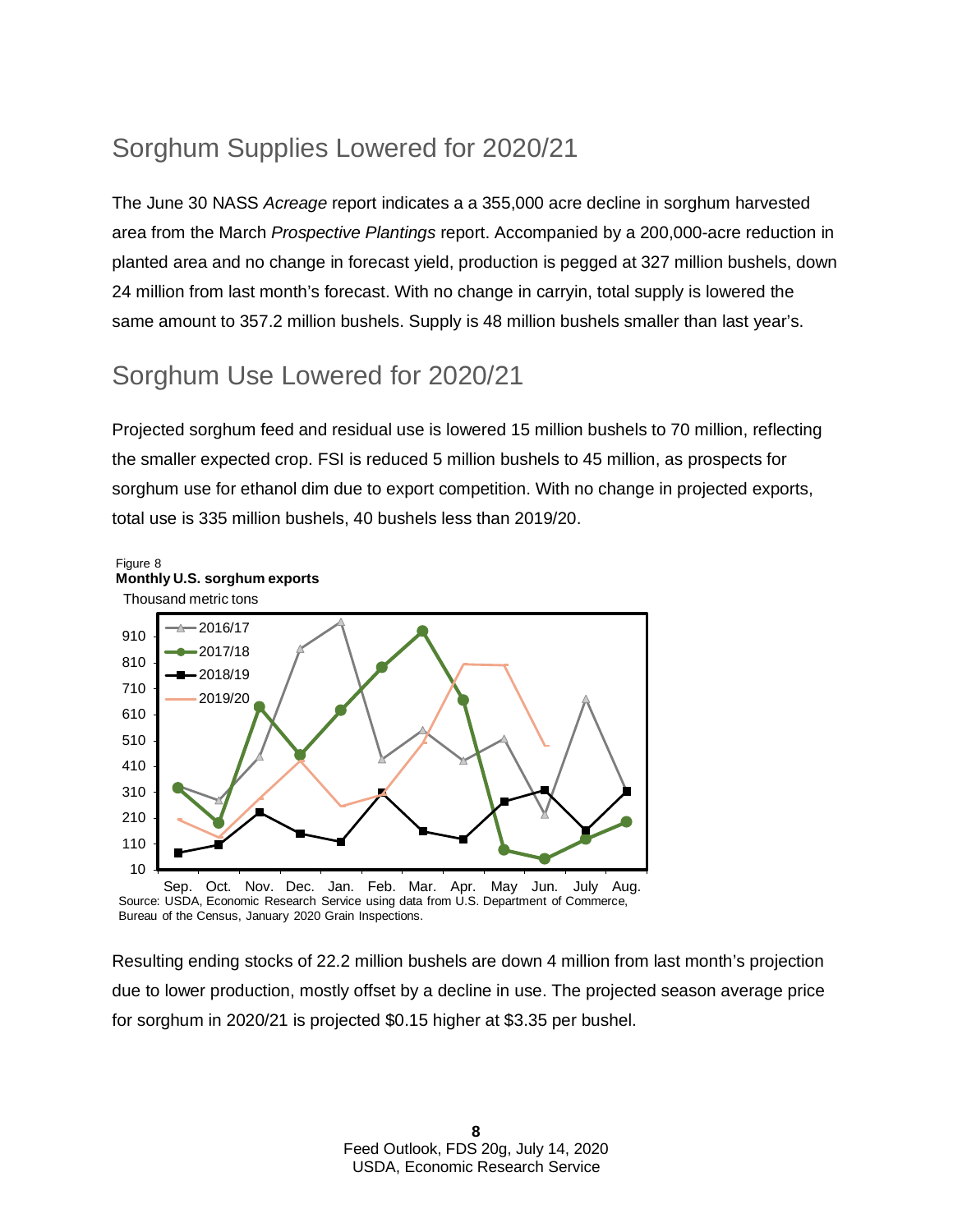## Sorghum Supplies Lowered for 2020/21

The June 30 NASS *Acreage* report indicates a a 355,000 acre decline in sorghum harvested area from the March *Prospective Plantings* report. Accompanied by a 200,000-acre reduction in planted area and no change in forecast yield, production is pegged at 327 million bushels, down 24 million from last month's forecast. With no change in carryin, total supply is lowered the same amount to 357.2 million bushels. Supply is 48 million bushels smaller than last year's.

## Sorghum Use Lowered for 2020/21

Projected sorghum feed and residual use is lowered 15 million bushels to 70 million, reflecting the smaller expected crop. FSI is reduced 5 million bushels to 45 million, as prospects for sorghum use for ethanol dim due to export competition. With no change in projected exports, total use is 335 million bushels, 40 bushels less than 2019/20.

Figure 8
**Monthly U.S. sorghum exports**
Thousand metric tons

Source: USDA, Economic Research Service using data from U.S. Department of Commerce, Bureau of the Census, January 2020 Grain Inspections.

Resulting ending stocks of 22.2 million bushels are down 4 million from last month's projection due to lower production, mostly offset by a decline in use. The projected season average price for sorghum in 2020/21 is projected $0.15 higher at $3.35 per bushel.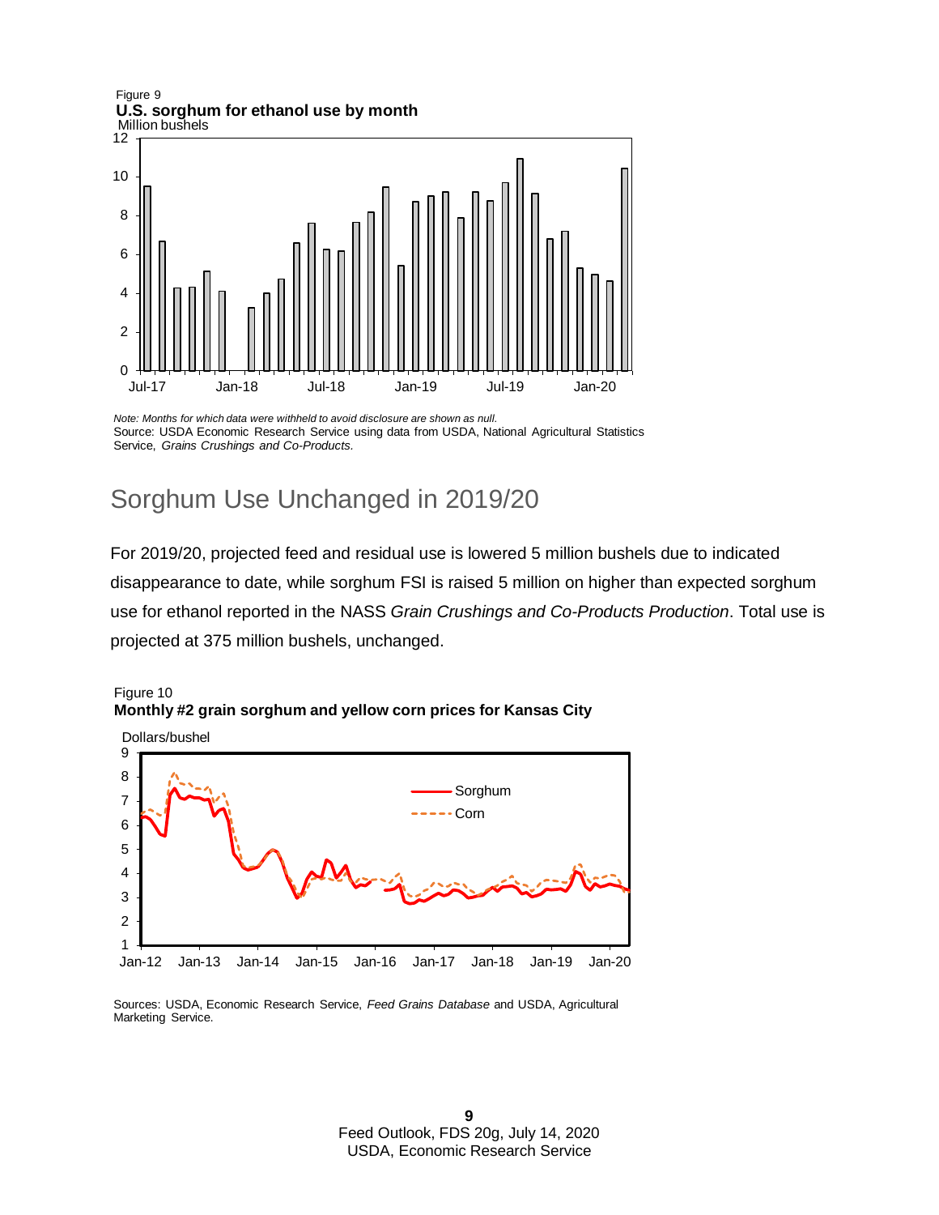Figure 9
**U.S. sorghum for ethanol use by month**

*Note: Months for which data were withheld to avoid disclosure are shown as null.*
Source: USDA Economic Research Service using data from USDA, National Agricultural Statistics Service, *Grains Crushings and Co-Products.*

## Sorghum Use Unchanged in 2019/20

For 2019/20, projected feed and residual use is lowered 5 million bushels due to indicated disappearance to date, while sorghum FSI is raised 5 million on higher than expected sorghum use for ethanol reported in the NASS *Grain Crushings and Co-Products Production*. Total use is projected at 375 million bushels, unchanged.

Figure 10
**Monthly #2 grain sorghum and yellow corn prices for Kansas City**

Sources: USDA, Economic Research Service, *Feed Grains Database* and USDA, Agricultural Marketing Service.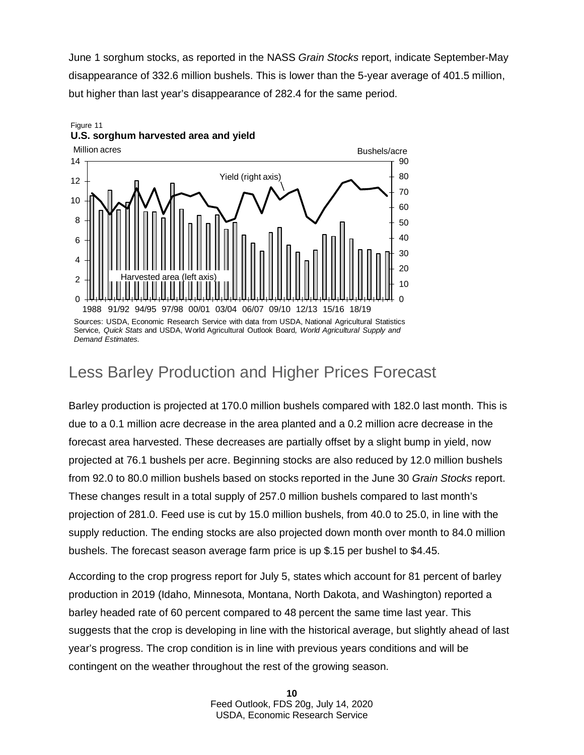June 1 sorghum stocks, as reported in the NASS *Grain Stocks* report, indicate September-May disappearance of 332.6 million bushels. This is lower than the 5-year average of 401.5 million, but higher than last year's disappearance of 282.4 for the same period.

Figure 11
**U.S. sorghum harvested area and yield**

Sources: USDA, Economic Research Service with data from USDA, National Agricultural Statistics Service, *Quick Stats* and USDA, World Agricultural Outlook Board, *World Agricultural Supply and Demand Estimates.*

## Less Barley Production and Higher Prices Forecast

Barley production is projected at 170.0 million bushels compared with 182.0 last month. This is due to a 0.1 million acre decrease in the area planted and a 0.2 million acre decrease in the forecast area harvested. These decreases are partially offset by a slight bump in yield, now projected at 76.1 bushels per acre. Beginning stocks are also reduced by 12.0 million bushels from 92.0 to 80.0 million bushels based on stocks reported in the June 30 *Grain Stocks* report. These changes result in a total supply of 257.0 million bushels compared to last month's projection of 281.0. Feed use is cut by 15.0 million bushels, from 40.0 to 25.0, in line with the supply reduction. The ending stocks are also projected down month over month to 84.0 million bushels. The forecast season average farm price is up $.15 per bushel to $4.45.

According to the crop progress report for July 5, states which account for 81 percent of barley production in 2019 (Idaho, Minnesota, Montana, North Dakota, and Washington) reported a barley headed rate of 60 percent compared to 48 percent the same time last year. This suggests that the crop is developing in line with the historical average, but slightly ahead of last year's progress. The crop condition is in line with previous years conditions and will be contingent on the weather throughout the rest of the growing season.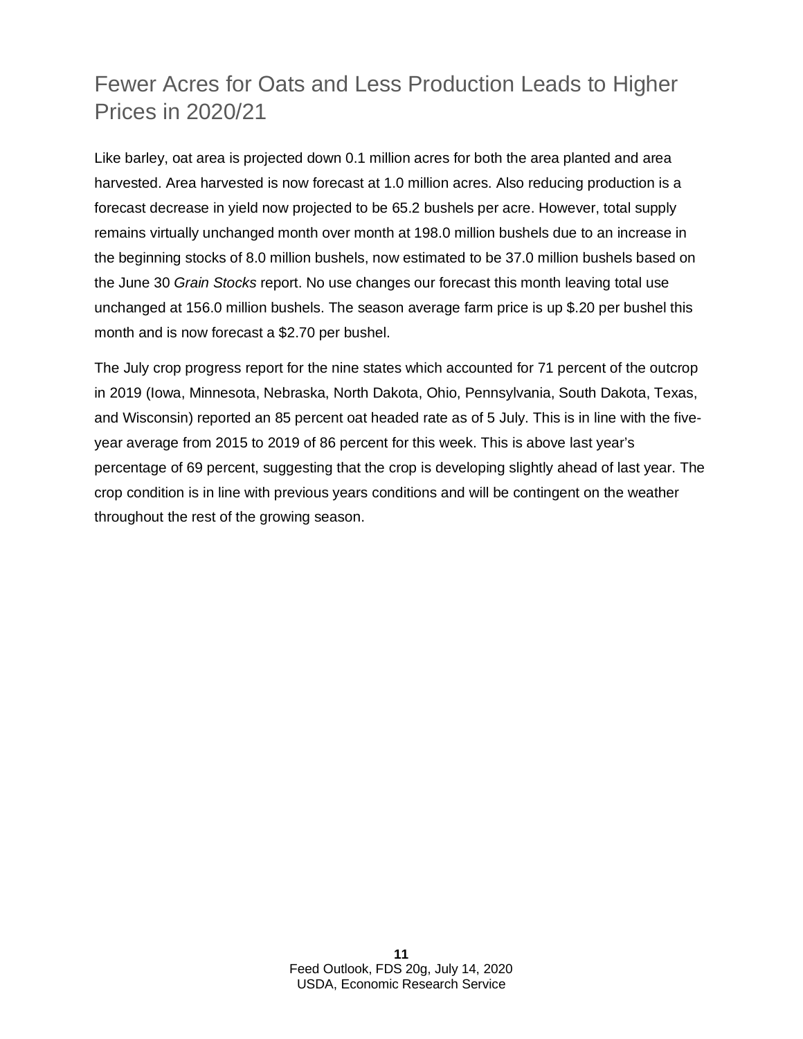# Fewer Acres for Oats and Less Production Leads to Higher Prices in 2020/21

Like barley, oat area is projected down 0.1 million acres for both the area planted and area harvested. Area harvested is now forecast at 1.0 million acres. Also reducing production is a forecast decrease in yield now projected to be 65.2 bushels per acre. However, total supply remains virtually unchanged month over month at 198.0 million bushels due to an increase in the beginning stocks of 8.0 million bushels, now estimated to be 37.0 million bushels based on the June 30 *Grain Stocks* report. No use changes our forecast this month leaving total use unchanged at 156.0 million bushels. The season average farm price is up $.20 per bushel this month and is now forecast a $2.70 per bushel.

The July crop progress report for the nine states which accounted for 71 percent of the outcrop in 2019 (Iowa, Minnesota, Nebraska, North Dakota, Ohio, Pennsylvania, South Dakota, Texas, and Wisconsin) reported an 85 percent oat headed rate as of 5 July. This is in line with the five-year average from 2015 to 2019 of 86 percent for this week. This is above last year's percentage of 69 percent, suggesting that the crop is developing slightly ahead of last year. The crop condition is in line with previous years conditions and will be contingent on the weather throughout the rest of the growing season.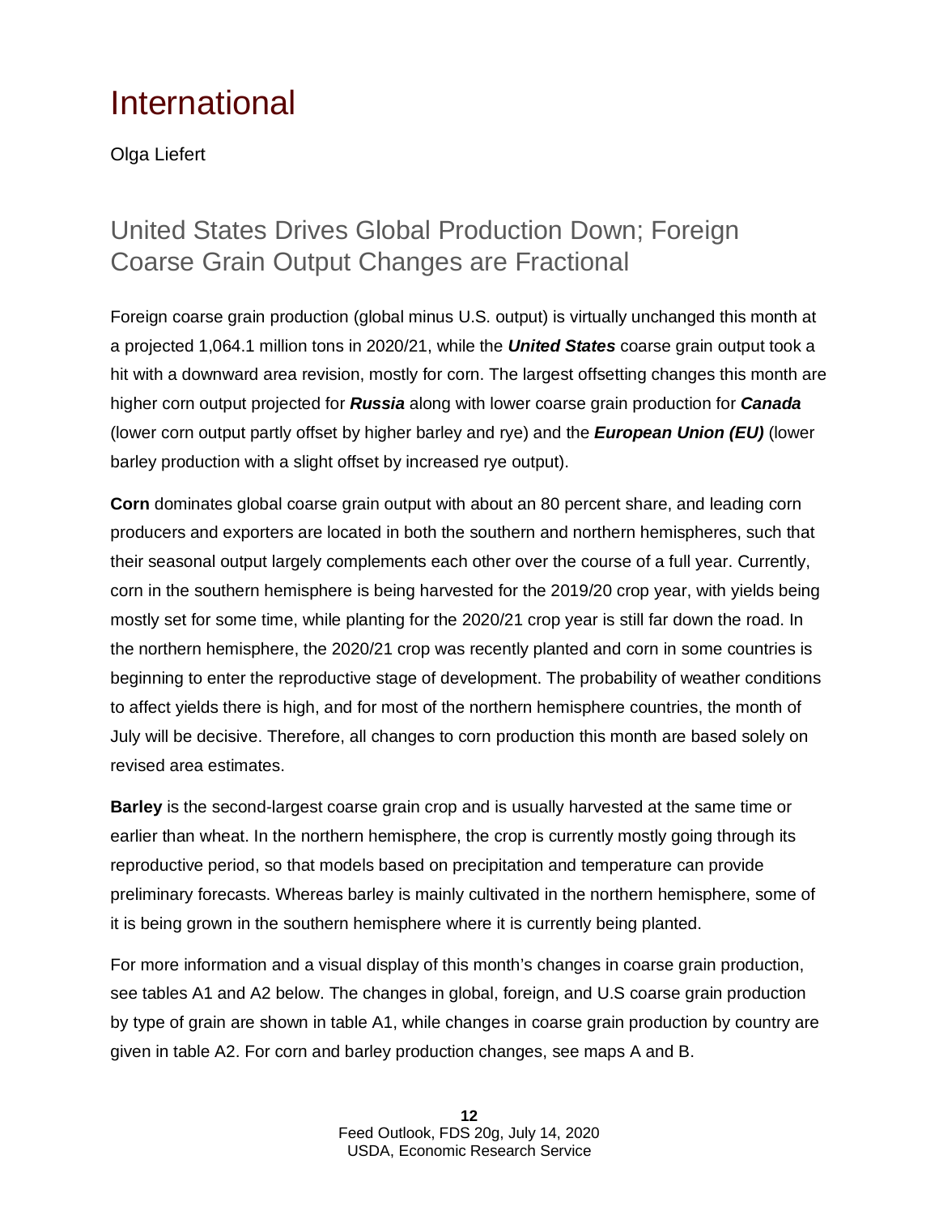# International

Olga Liefert

## United States Drives Global Production Down; Foreign Coarse Grain Output Changes are Fractional

Foreign coarse grain production (global minus U.S. output) is virtually unchanged this month at a projected 1,064.1 million tons in 2020/21, while the ***United States*** coarse grain output took a hit with a downward area revision, mostly for corn. The largest offsetting changes this month are higher corn output projected for ***Russia*** along with lower coarse grain production for ***Canada*** (lower corn output partly offset by higher barley and rye) and the ***European Union (EU)*** (lower barley production with a slight offset by increased rye output).

**Corn** dominates global coarse grain output with about an 80 percent share, and leading corn producers and exporters are located in both the southern and northern hemispheres, such that their seasonal output largely complements each other over the course of a full year. Currently, corn in the southern hemisphere is being harvested for the 2019/20 crop year, with yields being mostly set for some time, while planting for the 2020/21 crop year is still far down the road. In the northern hemisphere, the 2020/21 crop was recently planted and corn in some countries is beginning to enter the reproductive stage of development. The probability of weather conditions to affect yields there is high, and for most of the northern hemisphere countries, the month of July will be decisive. Therefore, all changes to corn production this month are based solely on revised area estimates.

**Barley** is the second-largest coarse grain crop and is usually harvested at the same time or earlier than wheat. In the northern hemisphere, the crop is currently mostly going through its reproductive period, so that models based on precipitation and temperature can provide preliminary forecasts. Whereas barley is mainly cultivated in the northern hemisphere, some of it is being grown in the southern hemisphere where it is currently being planted.

For more information and a visual display of this month's changes in coarse grain production, see tables A1 and A2 below. The changes in global, foreign, and U.S coarse grain production by type of grain are shown in table A1, while changes in coarse grain production by country are given in table A2. For corn and barley production changes, see maps A and B.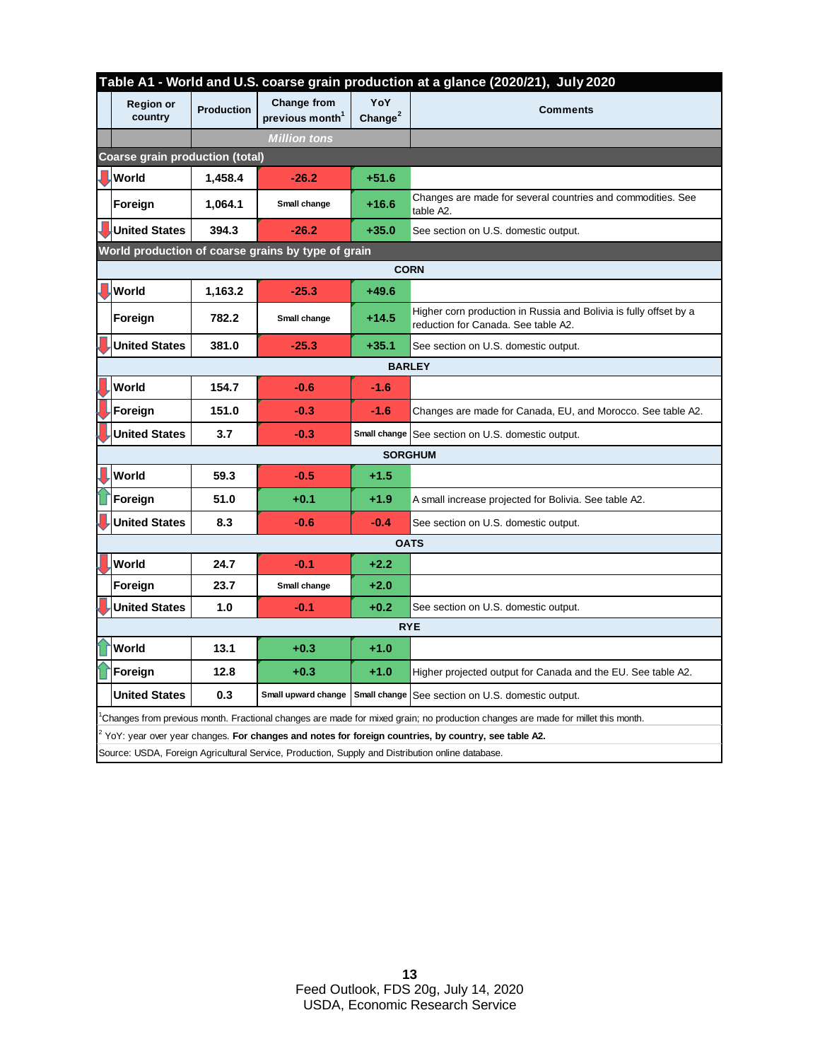## Table A1 - World and U.S. coarse grain production at a glance (2020/21), July 2020

| Region or country | Production | Change from previous month[1] | YoY Change[2] | Comments |
|---|---|---|---|---|
| | *Million tons* | | | |
| **Coarse grain production (total)** | | | | |
| World | 1,458.4 | -26.2 | +51.6 | |
| Foreign | 1,064.1 | Small change | +16.6 | Changes are made for several countries and commodities. See table A2. |
| United States | 394.3 | -26.2 | +35.0 | See section on U.S. domestic output. |
| **World production of coarse grains by type of grain** | | | | |
| **CORN** | | | | |
| World | 1,163.2 | -25.3 | +49.6 | |
| Foreign | 782.2 | Small change | +14.5 | Higher corn production in Russia and Bolivia is fully offset by a reduction for Canada. See table A2. |
| United States | 381.0 | -25.3 | +35.1 | See section on U.S. domestic output. |
| **BARLEY** | | | | |
| World | 154.7 | -0.6 | -1.6 | |
| Foreign | 151.0 | -0.3 | -1.6 | Changes are made for Canada, EU, and Morocco. See table A2. |
| United States | 3.7 | -0.3 | Small change | See section on U.S. domestic output. |
| **SORGHUM** | | | | |
| World | 59.3 | -0.5 | +1.5 | |
| Foreign | 51.0 | +0.1 | +1.9 | A small increase projected for Bolivia. See table A2. |
| United States | 8.3 | -0.6 | -0.4 | See section on U.S. domestic output. |
| **OATS** | | | | |
| World | 24.7 | -0.1 | +2.2 | |
| Foreign | 23.7 | Small change | +2.0 | |
| United States | 1.0 | -0.1 | +0.2 | See section on U.S. domestic output. |
| **RYE** | | | | |
| World | 13.1 | +0.3 | +1.0 | |
| Foreign | 12.8 | +0.3 | +1.0 | Higher projected output for Canada and the EU. See table A2. |
| United States | 0.3 | Small upward change | Small change | See section on U.S. domestic output. |

[1] Changes from previous month. Fractional changes are made for mixed grain; no production changes are made for millet this month.

[2] YoY: year over year changes. **For changes and notes for foreign countries, by country, see table A2.**

Source: USDA, Foreign Agricultural Service, Production, Supply and Distribution online database.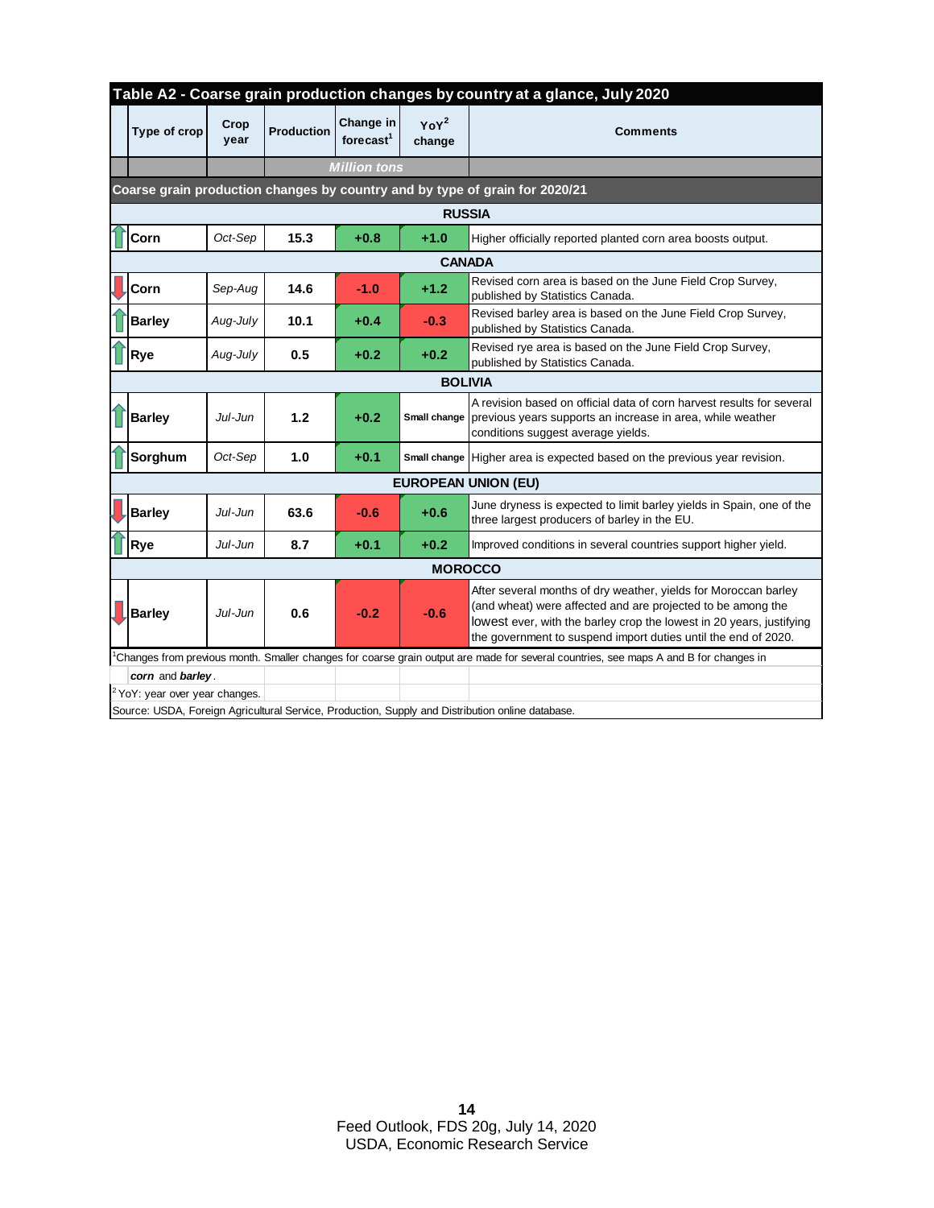## Table A2 - Coarse grain production changes by country at a glance, July 2020

| Type of crop | Crop year | Production | Change in forecast[1] | YoY[2] change | Comments |
|---|---|---|---|---|---|
| | | *Million tons* | | | |
| **Coarse grain production changes by country and by type of grain for 2020/21** | | | | | |
| **RUSSIA** | | | | | |
| **Corn** | *Oct-Sep* | **15.3** | **+0.8** | **+1.0** | Higher officially reported planted corn area boosts output. |
| **CANADA** | | | | | |
| **Corn** | *Sep-Aug* | **14.6** | **-1.0** | **+1.2** | Revised corn area is based on the June Field Crop Survey, published by Statistics Canada. |
| **Barley** | *Aug-July* | **10.1** | **+0.4** | **-0.3** | Revised barley area is based on the June Field Crop Survey, published by Statistics Canada. |
| **Rye** | *Aug-July* | **0.5** | **+0.2** | **+0.2** | Revised rye area is based on the June Field Crop Survey, published by Statistics Canada. |
| **BOLIVIA** | | | | | |
| **Barley** | *Jul-Jun* | **1.2** | **+0.2** | **Small change** | A revision based on official data of corn harvest results for several previous years supports an increase in area, while weather conditions suggest average yields. |
| **Sorghum** | *Oct-Sep* | **1.0** | **+0.1** | **Small change** | Higher area is expected based on the previous year revision. |
| **EUROPEAN UNION (EU)** | | | | | |
| **Barley** | *Jul-Jun* | **63.6** | **-0.6** | **+0.6** | June dryness is expected to limit barley yields in Spain, one of the three largest producers of barley in the EU. |
| **Rye** | *Jul-Jun* | **8.7** | **+0.1** | **+0.2** | Improved conditions in several countries support higher yield. |
| **MOROCCO** | | | | | |
| **Barley** | *Jul-Jun* | **0.6** | **-0.2** | **-0.6** | After several months of dry weather, yields for Moroccan barley (and wheat) were affected and are projected to be among the lowest ever, with the barley crop the lowest in 20 years, justifying the government to suspend import duties until the end of 2020. |

[1]Changes from previous month. Smaller changes for coarse grain output are made for several countries, see maps A and B for changes in ***corn*** and ***barley***.

[2] YoY: year over year changes.

Source: USDA, Foreign Agricultural Service, Production, Supply and Distribution online database.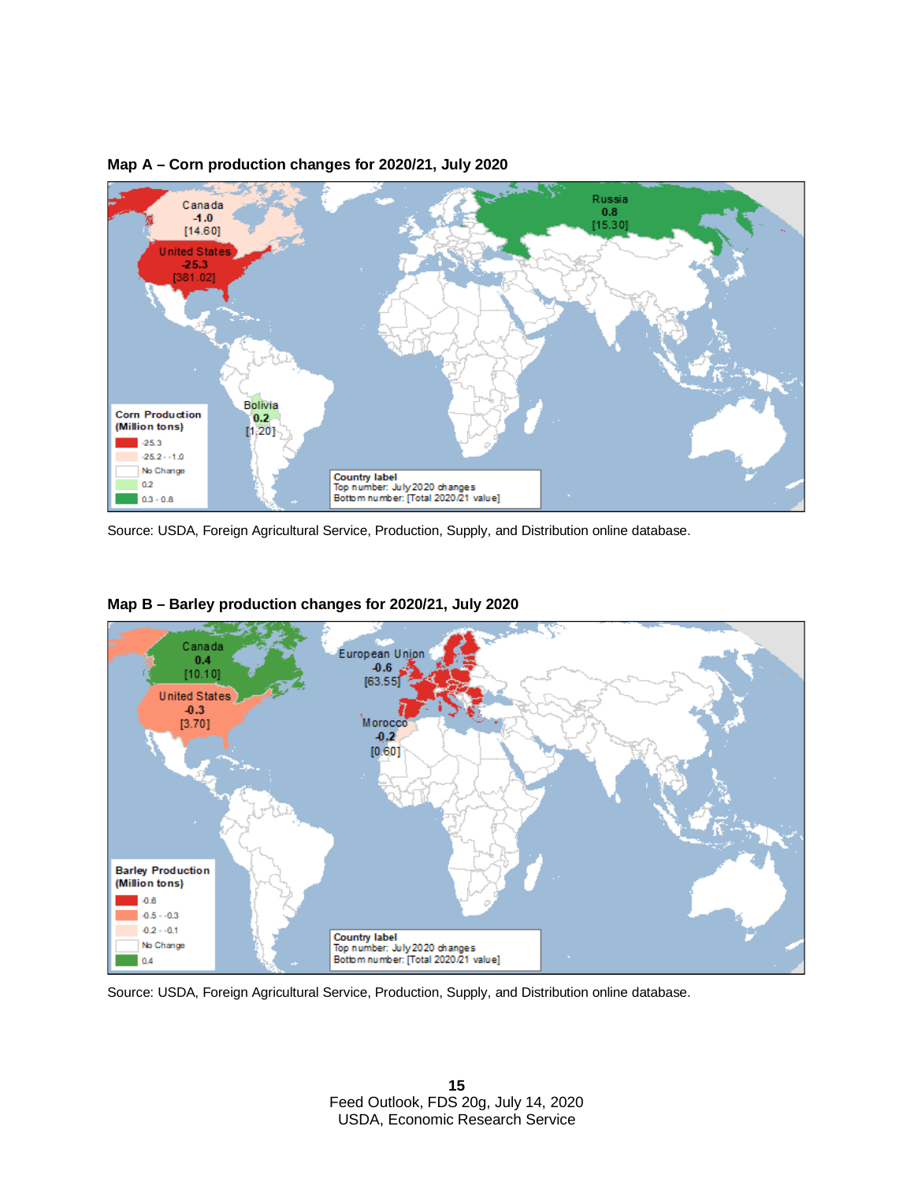**Map A – Corn production changes for 2020/21, July 2020**

Source: USDA, Foreign Agricultural Service, Production, Supply, and Distribution online database.

**Map B – Barley production changes for 2020/21, July 2020**

Source: USDA, Foreign Agricultural Service, Production, Supply, and Distribution online database.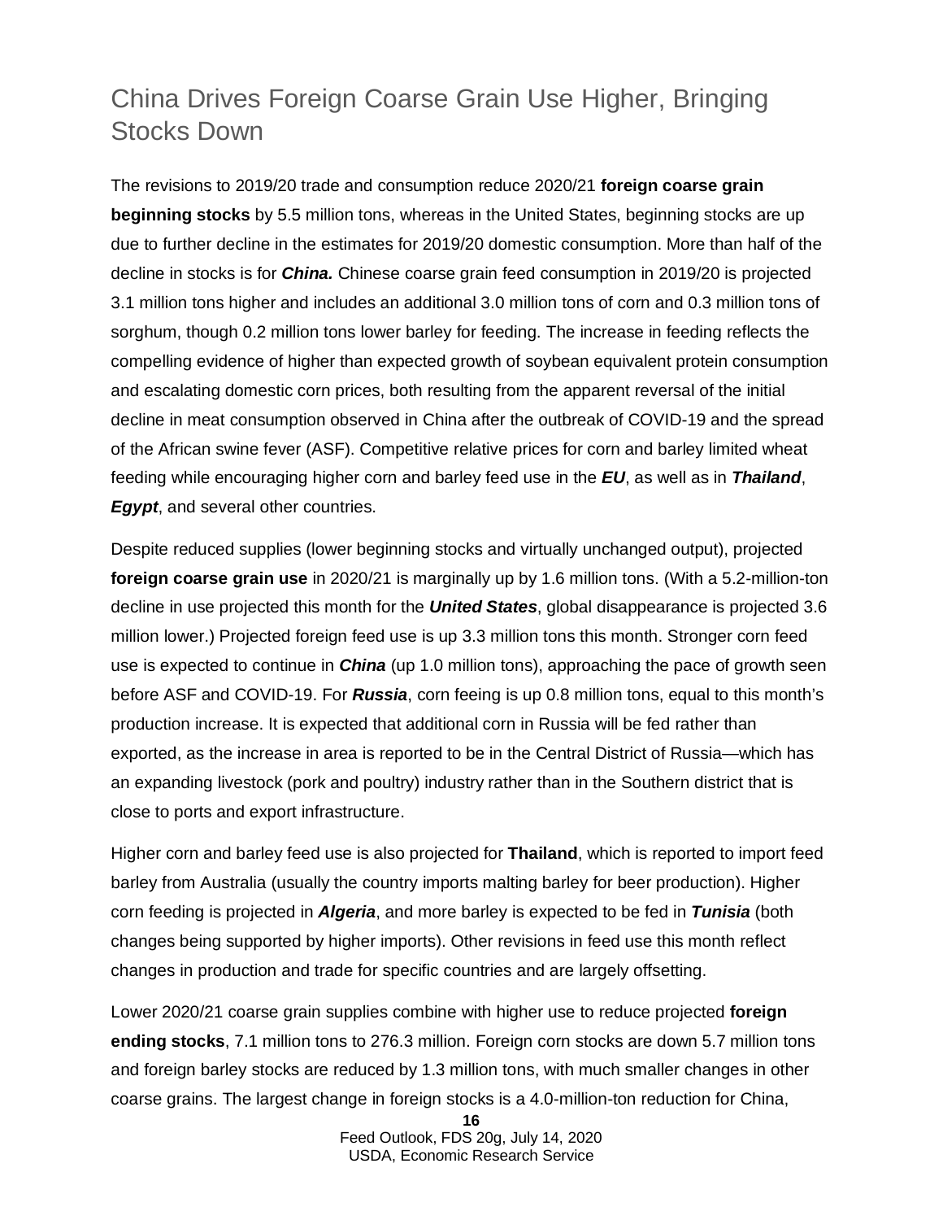## China Drives Foreign Coarse Grain Use Higher, Bringing Stocks Down

The revisions to 2019/20 trade and consumption reduce 2020/21 **foreign coarse grain beginning stocks** by 5.5 million tons, whereas in the United States, beginning stocks are up due to further decline in the estimates for 2019/20 domestic consumption. More than half of the decline in stocks is for ***China.*** Chinese coarse grain feed consumption in 2019/20 is projected 3.1 million tons higher and includes an additional 3.0 million tons of corn and 0.3 million tons of sorghum, though 0.2 million tons lower barley for feeding. The increase in feeding reflects the compelling evidence of higher than expected growth of soybean equivalent protein consumption and escalating domestic corn prices, both resulting from the apparent reversal of the initial decline in meat consumption observed in China after the outbreak of COVID-19 and the spread of the African swine fever (ASF). Competitive relative prices for corn and barley limited wheat feeding while encouraging higher corn and barley feed use in the ***EU***, as well as in ***Thailand***, ***Egypt***, and several other countries.

Despite reduced supplies (lower beginning stocks and virtually unchanged output), projected **foreign coarse grain use** in 2020/21 is marginally up by 1.6 million tons. (With a 5.2-million-ton decline in use projected this month for the ***United States***, global disappearance is projected 3.6 million lower.) Projected foreign feed use is up 3.3 million tons this month. Stronger corn feed use is expected to continue in ***China*** (up 1.0 million tons), approaching the pace of growth seen before ASF and COVID-19. For ***Russia***, corn feeing is up 0.8 million tons, equal to this month's production increase. It is expected that additional corn in Russia will be fed rather than exported, as the increase in area is reported to be in the Central District of Russia—which has an expanding livestock (pork and poultry) industry rather than in the Southern district that is close to ports and export infrastructure.

Higher corn and barley feed use is also projected for **Thailand**, which is reported to import feed barley from Australia (usually the country imports malting barley for beer production). Higher corn feeding is projected in ***Algeria***, and more barley is expected to be fed in ***Tunisia*** (both changes being supported by higher imports). Other revisions in feed use this month reflect changes in production and trade for specific countries and are largely offsetting.

Lower 2020/21 coarse grain supplies combine with higher use to reduce projected **foreign ending stocks**, 7.1 million tons to 276.3 million. Foreign corn stocks are down 5.7 million tons and foreign barley stocks are reduced by 1.3 million tons, with much smaller changes in other coarse grains. The largest change in foreign stocks is a 4.0-million-ton reduction for China,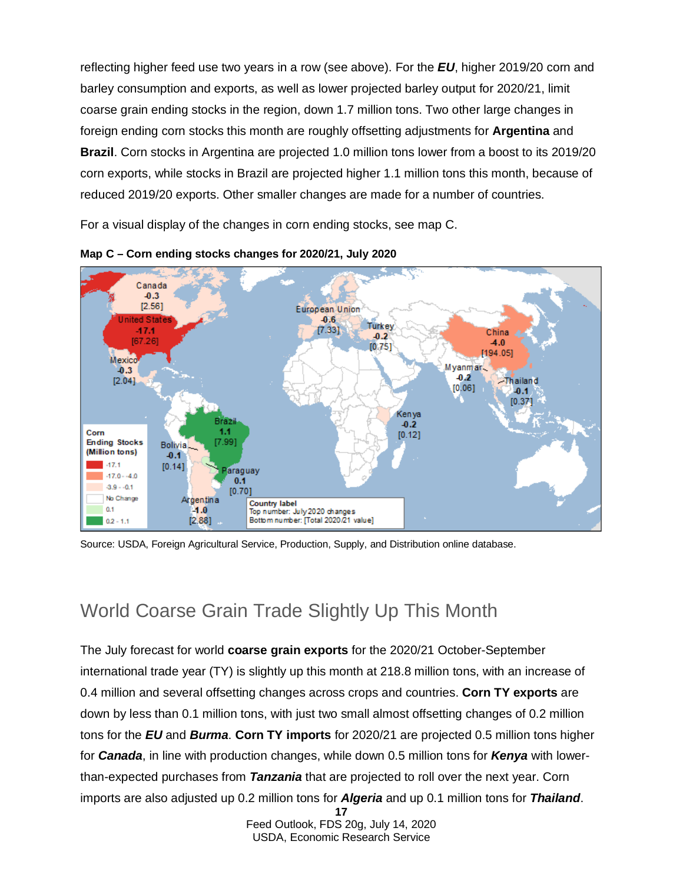reflecting higher feed use two years in a row (see above). For the ***EU***, higher 2019/20 corn and barley consumption and exports, as well as lower projected barley output for 2020/21, limit coarse grain ending stocks in the region, down 1.7 million tons. Two other large changes in foreign ending corn stocks this month are roughly offsetting adjustments for **Argentina** and **Brazil**. Corn stocks in Argentina are projected 1.0 million tons lower from a boost to its 2019/20 corn exports, while stocks in Brazil are projected higher 1.1 million tons this month, because of reduced 2019/20 exports. Other smaller changes are made for a number of countries.

For a visual display of the changes in corn ending stocks, see map C.

**Map C – Corn ending stocks changes for 2020/21, July 2020**

Source: USDA, Foreign Agricultural Service, Production, Supply, and Distribution online database.

## World Coarse Grain Trade Slightly Up This Month

The July forecast for world **coarse grain exports** for the 2020/21 October-September international trade year (TY) is slightly up this month at 218.8 million tons, with an increase of 0.4 million and several offsetting changes across crops and countries. **Corn TY exports** are down by less than 0.1 million tons, with just two small almost offsetting changes of 0.2 million tons for the ***EU*** and ***Burma***. **Corn TY imports** for 2020/21 are projected 0.5 million tons higher for ***Canada***, in line with production changes, while down 0.5 million tons for ***Kenya*** with lower-than-expected purchases from ***Tanzania*** that are projected to roll over the next year. Corn imports are also adjusted up 0.2 million tons for ***Algeria*** and up 0.1 million tons for ***Thailand***.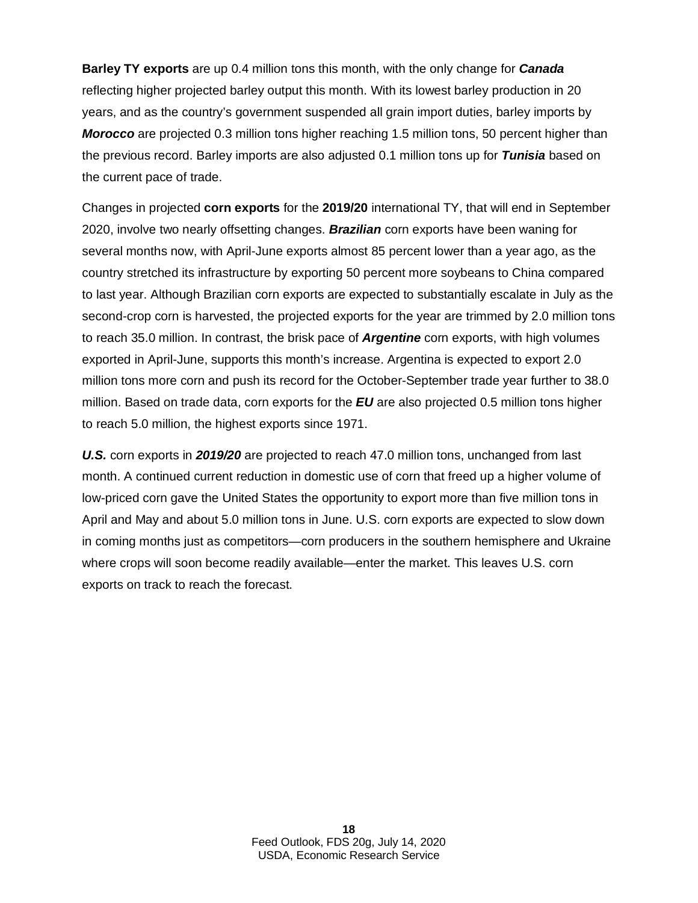**Barley TY exports** are up 0.4 million tons this month, with the only change for ***Canada*** reflecting higher projected barley output this month. With its lowest barley production in 20 years, and as the country's government suspended all grain import duties, barley imports by ***Morocco*** are projected 0.3 million tons higher reaching 1.5 million tons, 50 percent higher than the previous record. Barley imports are also adjusted 0.1 million tons up for ***Tunisia*** based on the current pace of trade.

Changes in projected **corn exports** for the **2019/20** international TY, that will end in September 2020, involve two nearly offsetting changes. ***Brazilian*** corn exports have been waning for several months now, with April-June exports almost 85 percent lower than a year ago, as the country stretched its infrastructure by exporting 50 percent more soybeans to China compared to last year. Although Brazilian corn exports are expected to substantially escalate in July as the second-crop corn is harvested, the projected exports for the year are trimmed by 2.0 million tons to reach 35.0 million. In contrast, the brisk pace of ***Argentine*** corn exports, with high volumes exported in April-June, supports this month's increase. Argentina is expected to export 2.0 million tons more corn and push its record for the October-September trade year further to 38.0 million. Based on trade data, corn exports for the ***EU*** are also projected 0.5 million tons higher to reach 5.0 million, the highest exports since 1971.

***U.S.*** corn exports in ***2019/20*** are projected to reach 47.0 million tons, unchanged from last month. A continued current reduction in domestic use of corn that freed up a higher volume of low-priced corn gave the United States the opportunity to export more than five million tons in April and May and about 5.0 million tons in June. U.S. corn exports are expected to slow down in coming months just as competitors—corn producers in the southern hemisphere and Ukraine where crops will soon become readily available—enter the market. This leaves U.S. corn exports on track to reach the forecast.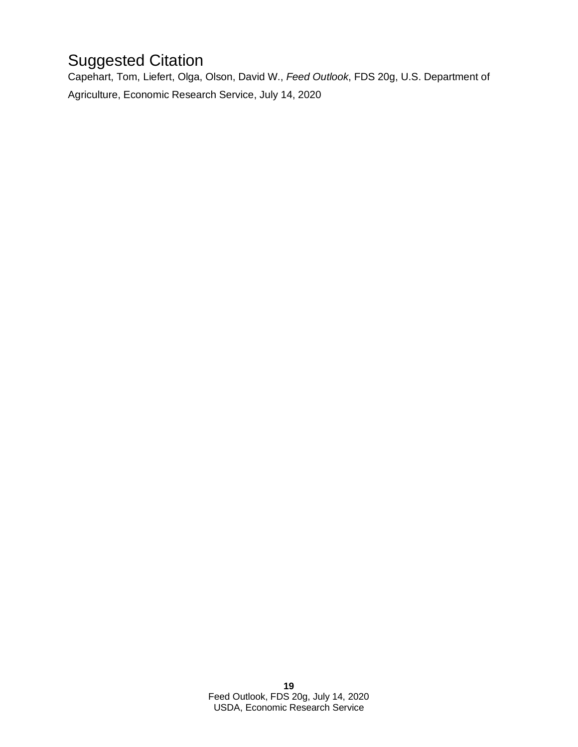# Suggested Citation

Capehart, Tom, Liefert, Olga, Olson, David W., *Feed Outlook*, FDS 20g, U.S. Department of Agriculture, Economic Research Service, July 14, 2020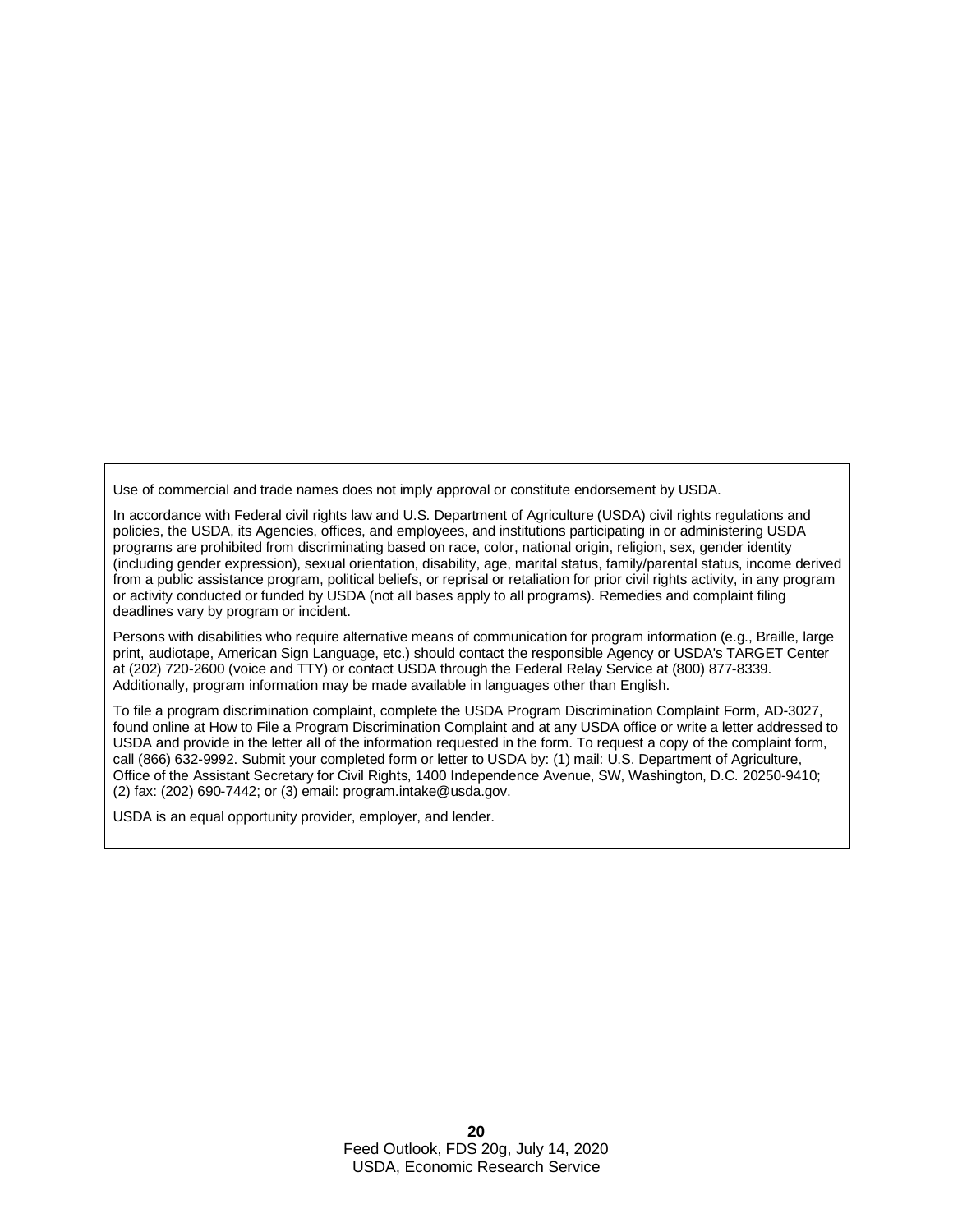Use of commercial and trade names does not imply approval or constitute endorsement by USDA.

In accordance with Federal civil rights law and U.S. Department of Agriculture (USDA) civil rights regulations and policies, the USDA, its Agencies, offices, and employees, and institutions participating in or administering USDA programs are prohibited from discriminating based on race, color, national origin, religion, sex, gender identity (including gender expression), sexual orientation, disability, age, marital status, family/parental status, income derived from a public assistance program, political beliefs, or reprisal or retaliation for prior civil rights activity, in any program or activity conducted or funded by USDA (not all bases apply to all programs). Remedies and complaint filing deadlines vary by program or incident.

Persons with disabilities who require alternative means of communication for program information (e.g., Braille, large print, audiotape, American Sign Language, etc.) should contact the responsible Agency or USDA's TARGET Center at (202) 720-2600 (voice and TTY) or contact USDA through the Federal Relay Service at (800) 877-8339. Additionally, program information may be made available in languages other than English.

To file a program discrimination complaint, complete the USDA Program Discrimination Complaint Form, AD-3027, found online at How to File a Program Discrimination Complaint and at any USDA office or write a letter addressed to USDA and provide in the letter all of the information requested in the form. To request a copy of the complaint form, call (866) 632-9992. Submit your completed form or letter to USDA by: (1) mail: U.S. Department of Agriculture, Office of the Assistant Secretary for Civil Rights, 1400 Independence Avenue, SW, Washington, D.C. 20250-9410; (2) fax: (202) 690-7442; or (3) email: program.intake@usda.gov.

USDA is an equal opportunity provider, employer, and lender.